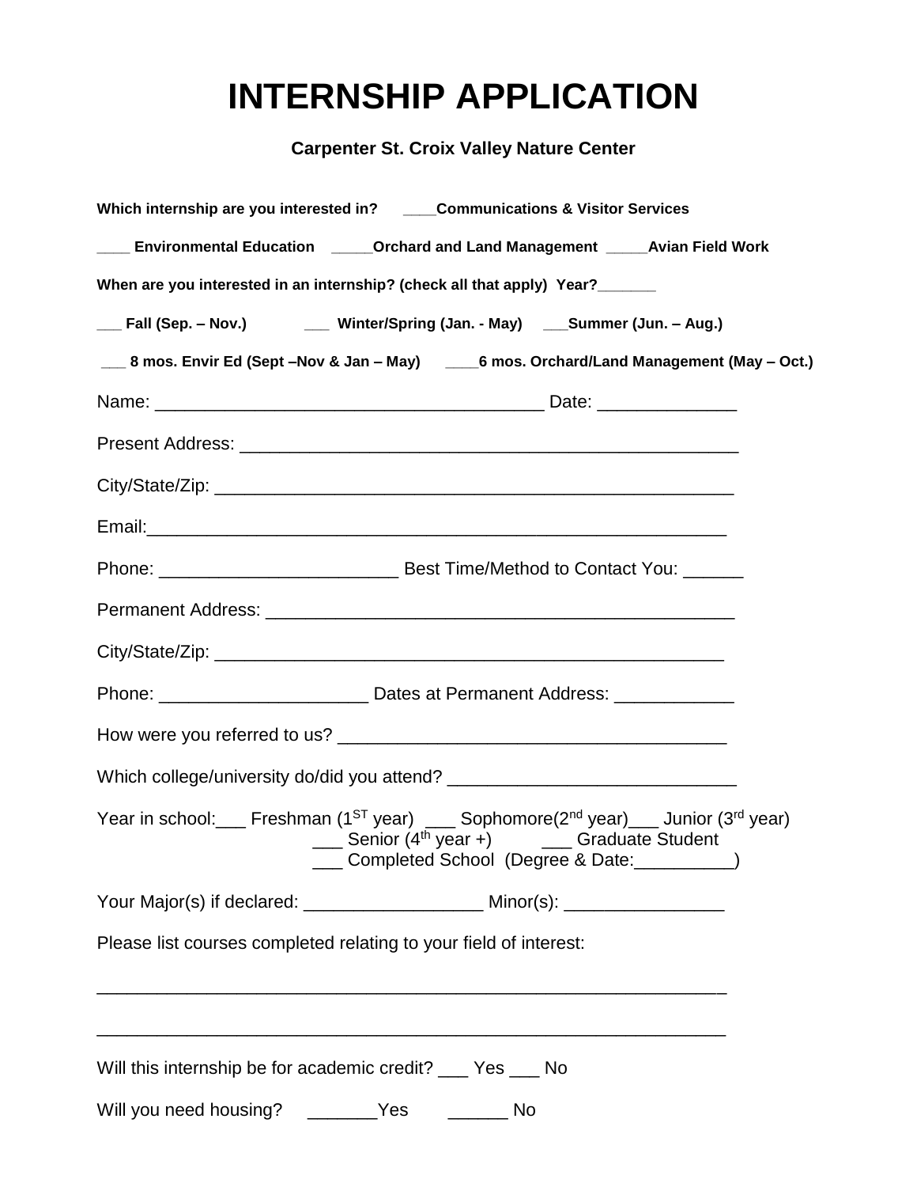# INTERNSHIP APPLICATION

**Carpenter St. Croix Valley Nature Center**

**Which internship are you interested in? \_\_\_\_Communications & Visitor Services**

**\_\_\_\_ Environmental Education \_\_\_\_\_Orchard and Land Management \_\_\_\_\_Avian Field Work**

**When are you interested in an internship? (check all that apply) Year?\_\_\_\_\_\_\_**

**\_\_\_ Fall (Sep. – Nov.) \_\_\_ Winter/Spring (Jan. - May) \_\_\_Summer (Jun. – Aug.)**

**\_\_\_ 8 mos. Envir Ed (Sept –Nov & Jan – May) \_\_\_\_6 mos. Orchard/Land Management (May – Oct.)**

Name: \_\_\_\_\_\_\_\_\_\_\_\_\_\_\_\_\_\_\_\_\_\_\_\_\_\_\_\_\_\_\_\_\_\_\_\_\_\_\_ Date: \_\_\_\_\_\_\_\_\_\_\_\_\_\_

Present Address: \_\_\_\_\_\_\_\_\_\_\_\_\_\_\_\_\_\_\_\_\_\_\_\_\_\_\_\_\_\_\_\_\_\_\_\_\_\_\_\_\_\_\_\_\_\_\_\_\_\_

City/State/Zip: \_\_\_\_\_\_\_\_\_\_\_\_\_\_\_\_\_\_\_\_\_\_\_\_\_\_\_\_\_\_\_\_\_\_\_\_\_\_\_\_\_\_\_\_\_\_\_\_\_\_\_\_\_

Email:\_\_\_\_\_\_\_\_\_\_\_\_\_\_\_\_\_\_\_\_\_\_\_\_\_\_\_\_\_\_\_\_\_\_\_\_\_\_\_\_\_\_\_\_\_\_\_\_\_\_\_\_\_\_\_\_\_\_

Phone: \_\_\_\_\_\_\_\_\_\_\_\_\_\_\_\_\_\_\_\_\_\_\_\_ Best Time/Method to Contact You: \_\_\_\_\_\_

Permanent Address: \_\_\_\_\_\_\_\_\_\_\_\_\_\_\_\_\_\_\_\_\_\_\_\_\_\_\_\_\_\_\_\_\_\_\_\_\_\_\_\_\_\_\_\_\_\_\_

City/State/Zip: \_\_\_\_\_\_\_\_\_\_\_\_\_\_\_\_\_\_\_\_\_\_\_\_\_\_\_\_\_\_\_\_\_\_\_\_\_\_\_\_\_\_\_\_\_\_\_\_\_\_

Phone: \_\_\_\_\_\_\_\_\_\_\_\_\_\_\_\_\_\_\_\_\_ Dates at Permanent Address: \_\_\_\_\_\_\_\_\_\_\_\_

How were you referred to us? \_\_\_\_\_\_\_\_\_\_\_\_\_\_\_\_\_\_\_\_\_\_\_\_\_\_\_\_\_\_\_\_\_\_\_\_\_\_\_

Which college/university do/did you attend? \_\_\_\_\_\_\_\_\_\_\_\_\_\_\_\_\_\_\_\_\_\_\_\_\_\_\_\_\_

Year in school:\_\_\_ Freshman (1ST year) \_\_\_ Sophomore(2nd year)\_\_\_ Junior (3rd year)
\_\_\_ Senior (4th year +) \_\_\_ Graduate Student
\_\_\_ Completed School (Degree & Date:\_\_\_\_\_\_\_\_\_\_)

Your Major(s) if declared: \_\_\_\_\_\_\_\_\_\_\_\_\_\_\_\_\_\_ Minor(s): \_\_\_\_\_\_\_\_\_\_\_\_\_\_\_\_

Please list courses completed relating to your field of interest:

\_\_\_\_\_\_\_\_\_\_\_\_\_\_\_\_\_\_\_\_\_\_\_\_\_\_\_\_\_\_\_\_\_\_\_\_\_\_\_\_\_\_\_\_\_\_\_\_\_\_\_\_\_\_\_\_\_\_\_\_\_\_

\_\_\_\_\_\_\_\_\_\_\_\_\_\_\_\_\_\_\_\_\_\_\_\_\_\_\_\_\_\_\_\_\_\_\_\_\_\_\_\_\_\_\_\_\_\_\_\_\_\_\_\_\_\_\_\_\_\_\_\_\_\_

Will this internship be for academic credit? \_\_\_ Yes \_\_\_ No

Will you need housing? \_\_\_\_\_\_\_Yes \_\_\_\_\_\_ No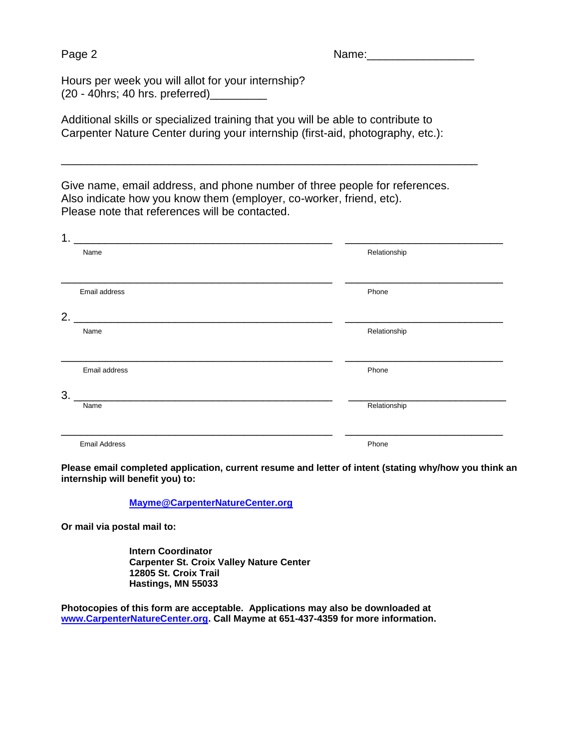Name:_________________

Hours per week you will allot for your internship?
(20 - 40hrs; 40 hrs. preferred)_________

Additional skills or specialized training that you will be able to contribute to Carpenter Nature Center during your internship (first-aid, photography, etc.):

_________________________________________________________________

Give name, email address, and phone number of three people for references. Also indicate how you know them (employer, co-worker, friend, etc). Please note that references will be contacted.

1. ________________________________________ ________________________
Name Relationship

________________________________________ ________________________
Email address Phone

2. ________________________________________ ________________________
Name Relationship

________________________________________ ________________________
Email address Phone

3. ________________________________________ ________________________
Name Relationship

________________________________________ ________________________
Email Address Phone

**Please email completed application, current resume and letter of intent (stating why/how you think an internship will benefit you) to:**

**Mayme@CarpenterNatureCenter.org**

**Or mail via postal mail to:**

**Intern Coordinator**
**Carpenter St. Croix Valley Nature Center**
**12805 St. Croix Trail**
**Hastings, MN 55033**

**Photocopies of this form are acceptable. Applications may also be downloaded at www.CarpenterNatureCenter.org. Call Mayme at 651-437-4359 for more information.**